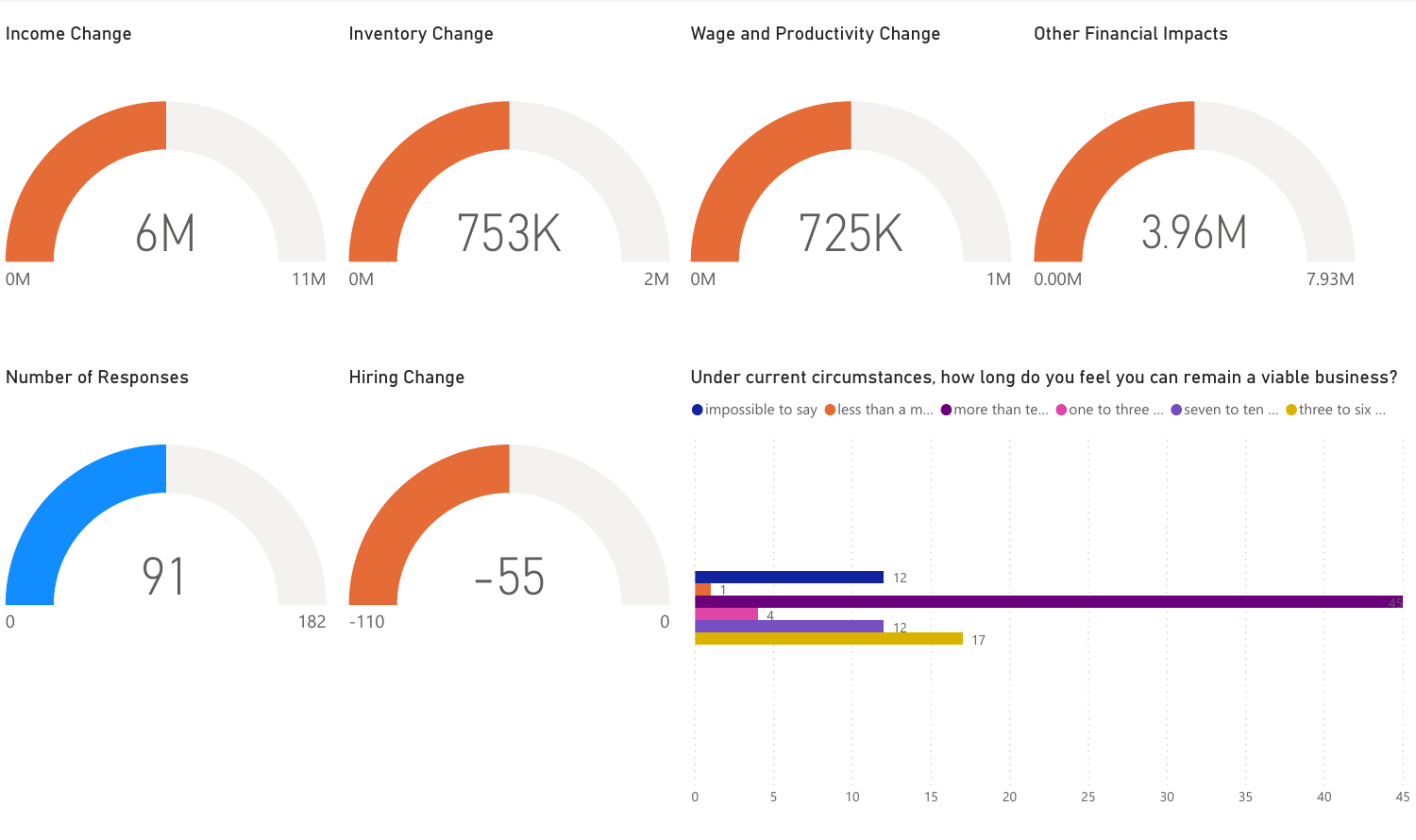## Income Change

6M

0M 11M

## Inventory Change

753K

0M 2M

## Wage and Productivity Change

725K

0M 1M

## Other Financial Impacts

3.96M

0.00M 7.93M

## Number of Responses

91

0 182

## Hiring Change

-55

-110 0

## Under current circumstances, how long do you feel you can remain a viable business?

| Response | Count |
| --- | --- |
| impossible to say | 12 |
| less than a m... | 1 |
| more than te... | 45 |
| one to three ... | 4 |
| seven to ten ... | 12 |
| three to six ... | 17 |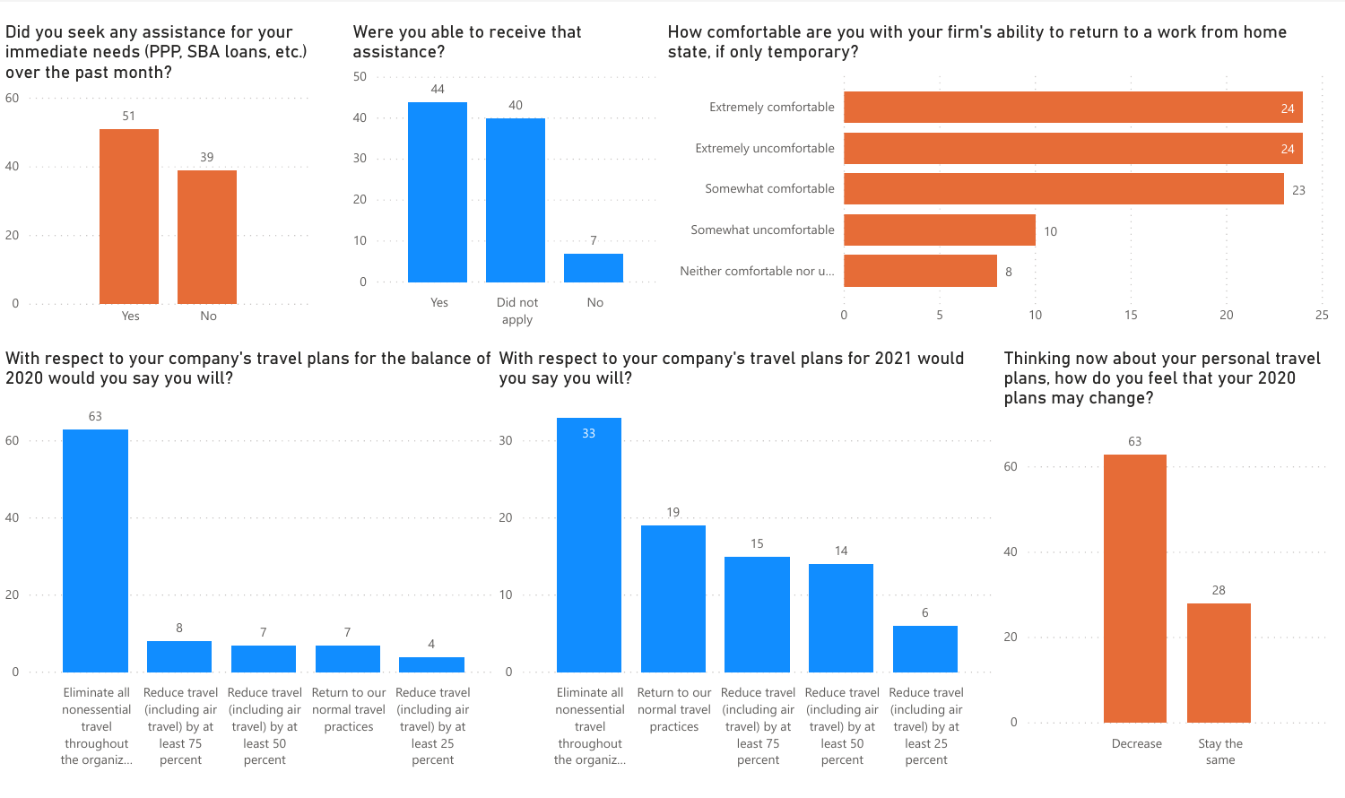Did you seek any assistance for your immediate needs (PPP, SBA loans, etc.) over the past month?

60
40
20
0

51
39

Yes
No

Were you able to receive that assistance?

50
40
30
20
10
0

44
40
7

Yes
Did not apply
No

How comfortable are you with your firm's ability to return to a work from home state, if only temporary?

Extremely comfortable 24
Extremely uncomfortable 24
Somewhat comfortable 23
Somewhat uncomfortable 10
Neither comfortable nor u... 8

0 5 10 15 20 25

With respect to your company's travel plans for the balance of 2020 would you say you will?

60
40
20
0

63
8
7
7
4

Eliminate all nonessential travel throughout the organiz...
Reduce travel (including air travel) by at least 75 percent
Reduce travel (including air travel) by at least 50 percent
Return to our normal travel practices
Reduce travel (including air travel) by at least 25 percent

With respect to your company's travel plans for 2021 would you say you will?

30
20
10
0

33
19
15
14
6

Eliminate all nonessential travel throughout the organiz...
Return to our normal travel practices
Reduce travel (including air travel) by at least 75 percent
Reduce travel (including air travel) by at least 50 percent
Reduce travel (including air travel) by at least 25 percent

Thinking now about your personal travel plans, how do you feel that your 2020 plans may change?

60
40
20
0

63
28

Decrease
Stay the same